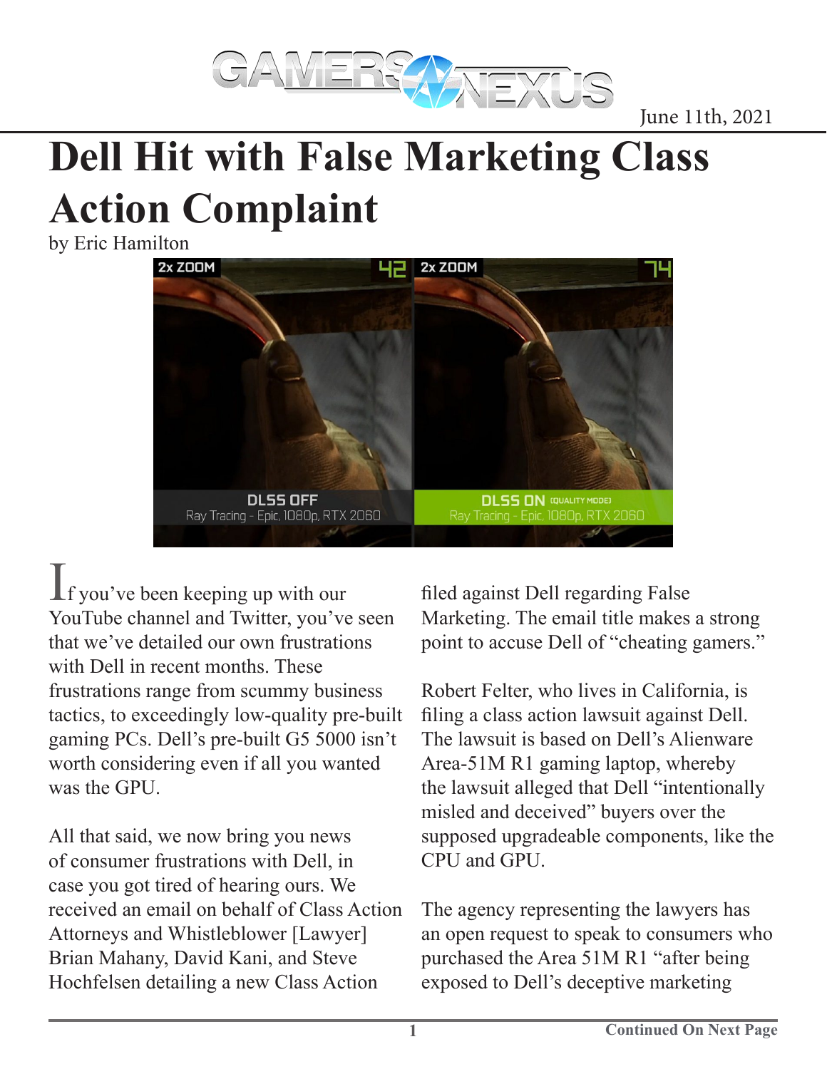June 11th, 2021

# Dell Hit with False Marketing Class Action Complaint

by Eric Hamilton

If you've been keeping up with our YouTube channel and Twitter, you've seen that we've detailed our own frustrations with Dell in recent months. These frustrations range from scummy business tactics, to exceedingly low-quality pre-built gaming PCs. Dell's pre-built G5 5000 isn't worth considering even if all you wanted was the GPU.

All that said, we now bring you news of consumer frustrations with Dell, in case you got tired of hearing ours. We received an email on behalf of Class Action Attorneys and Whistleblower [Lawyer] Brian Mahany, David Kani, and Steve Hochfelsen detailing a new Class Action filed against Dell regarding False Marketing. The email title makes a strong point to accuse Dell of "cheating gamers."

Robert Felter, who lives in California, is filing a class action lawsuit against Dell. The lawsuit is based on Dell's Alienware Area-51M R1 gaming laptop, whereby the lawsuit alleged that Dell "intentionally misled and deceived" buyers over the supposed upgradeable components, like the CPU and GPU.

The agency representing the lawyers has an open request to speak to consumers who purchased the Area 51M R1 "after being exposed to Dell's deceptive marketing

**Continued On Next Page**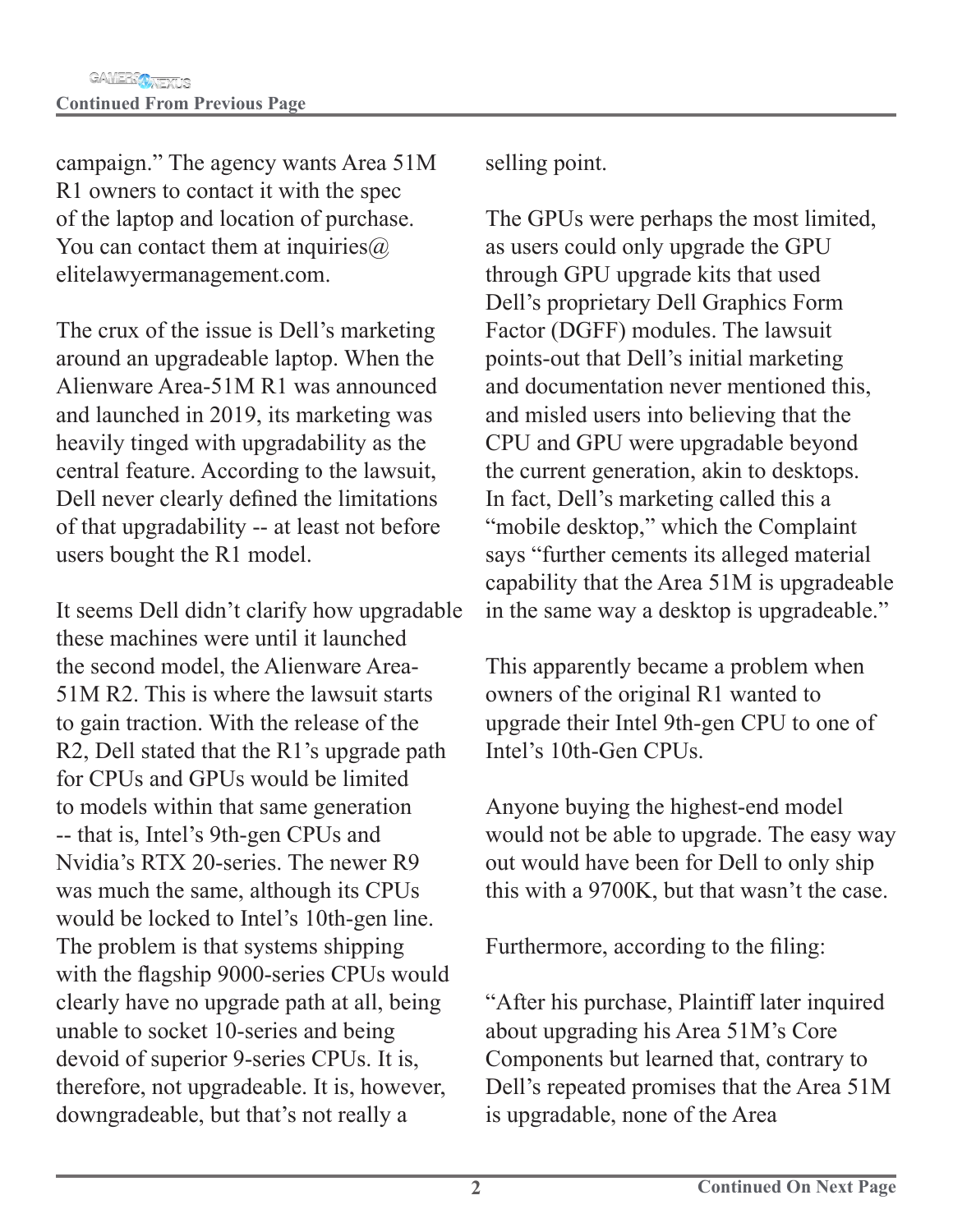campaign." The agency wants Area 51M R1 owners to contact it with the spec of the laptop and location of purchase. You can contact them at inquiries@ elitelawyermanagement.com.

The crux of the issue is Dell's marketing around an upgradeable laptop. When the Alienware Area-51M R1 was announced and launched in 2019, its marketing was heavily tinged with upgradability as the central feature. According to the lawsuit, Dell never clearly defined the limitations of that upgradability -- at least not before users bought the R1 model.

It seems Dell didn't clarify how upgradable these machines were until it launched the second model, the Alienware Area-51M R2. This is where the lawsuit starts to gain traction. With the release of the R2, Dell stated that the R1's upgrade path for CPUs and GPUs would be limited to models within that same generation -- that is, Intel's 9th-gen CPUs and Nvidia's RTX 20-series. The newer R9 was much the same, although its CPUs would be locked to Intel's 10th-gen line. The problem is that systems shipping with the flagship 9000-series CPUs would clearly have no upgrade path at all, being unable to socket 10-series and being devoid of superior 9-series CPUs. It is, therefore, not upgradeable. It is, however, downgradeable, but that's not really a selling point.

The GPUs were perhaps the most limited, as users could only upgrade the GPU through GPU upgrade kits that used Dell's proprietary Dell Graphics Form Factor (DGFF) modules. The lawsuit points-out that Dell's initial marketing and documentation never mentioned this, and misled users into believing that the CPU and GPU were upgradable beyond the current generation, akin to desktops. In fact, Dell's marketing called this a "mobile desktop," which the Complaint says "further cements its alleged material capability that the Area 51M is upgradeable in the same way a desktop is upgradeable."

This apparently became a problem when owners of the original R1 wanted to upgrade their Intel 9th-gen CPU to one of Intel's 10th-Gen CPUs.

Anyone buying the highest-end model would not be able to upgrade. The easy way out would have been for Dell to only ship this with a 9700K, but that wasn't the case.

Furthermore, according to the filing:

"After his purchase, Plaintiff later inquired about upgrading his Area 51M's Core Components but learned that, contrary to Dell's repeated promises that the Area 51M is upgradable, none of the Area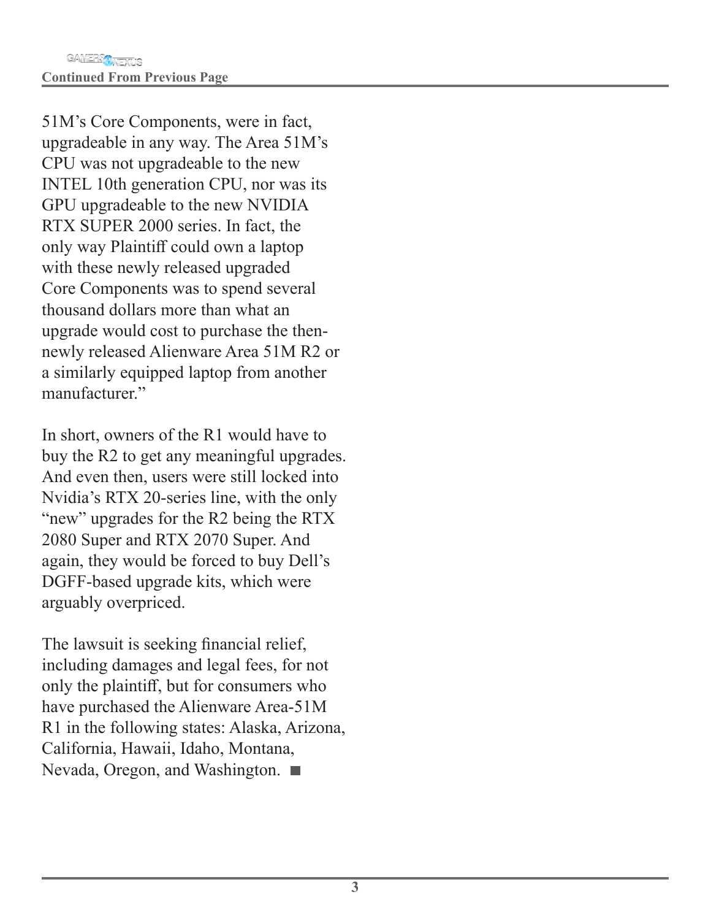51M's Core Components, were in fact, upgradeable in any way. The Area 51M's CPU was not upgradeable to the new INTEL 10th generation CPU, nor was its GPU upgradeable to the new NVIDIA RTX SUPER 2000 series. In fact, the only way Plaintiff could own a laptop with these newly released upgraded Core Components was to spend several thousand dollars more than what an upgrade would cost to purchase the then-newly released Alienware Area 51M R2 or a similarly equipped laptop from another manufacturer."

In short, owners of the R1 would have to buy the R2 to get any meaningful upgrades. And even then, users were still locked into Nvidia's RTX 20-series line, with the only "new" upgrades for the R2 being the RTX 2080 Super and RTX 2070 Super. And again, they would be forced to buy Dell's DGFF-based upgrade kits, which were arguably overpriced.

The lawsuit is seeking financial relief, including damages and legal fees, for not only the plaintiff, but for consumers who have purchased the Alienware Area-51M R1 in the following states: Alaska, Arizona, California, Hawaii, Idaho, Montana, Nevada, Oregon, and Washington. ■